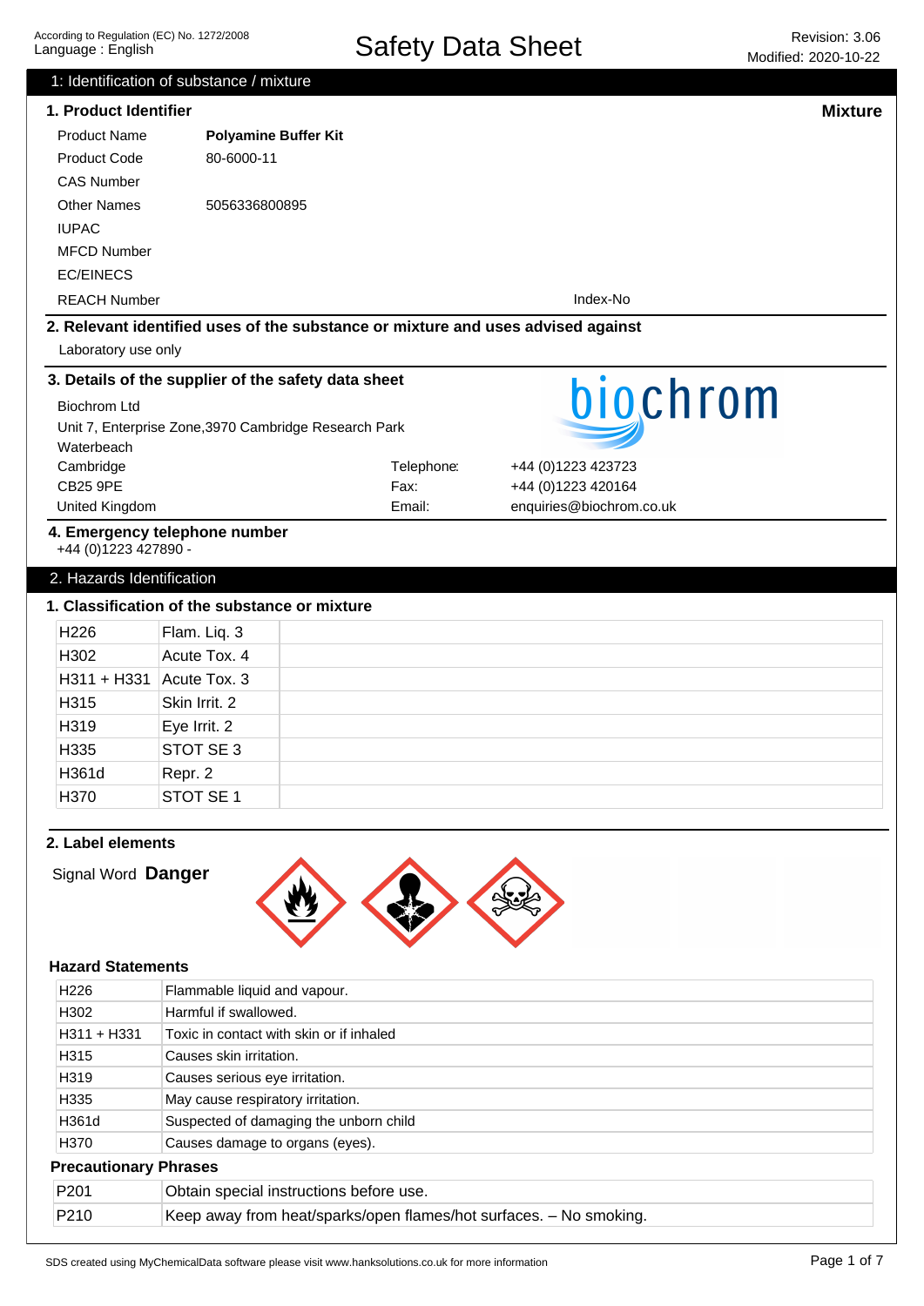According to Regulation (EC) No. 1272/2008
Language : English

# Safety Data Sheet

Revision: 3.06
Modified: 2020-10-22

## 1: Identification of substance / mixture

### 1. Product Identifier

**Mixture**

| | |
|---|---|
| Product Name | **Polyamine Buffer Kit** |
| Product Code | 80-6000-11 |
| CAS Number | |
| Other Names | 5056336800895 |
| IUPAC | |
| MFCD Number | |
| EC/EINECS | |
| REACH Number | Index-No |

### 2. Relevant identified uses of the substance or mixture and uses advised against

Laboratory use only

### 3. Details of the supplier of the safety data sheet

Biochrom Ltd
Unit 7, Enterprise Zone,3970 Cambridge Research Park
Waterbeach
Cambridge
CB25 9PE
United Kingdom

Telephone: +44 (0)1223 423723
Fax: +44 (0)1223 420164
Email: enquiries@biochrom.co.uk

### 4. Emergency telephone number

+44 (0)1223 427890 -

## 2. Hazards Identification

### 1. Classification of the substance or mixture

| | | |
|---|---|---|
| H226 | Flam. Liq. 3 | |
| H302 | Acute Tox. 4 | |
| H311 + H331 | Acute Tox. 3 | |
| H315 | Skin Irrit. 2 | |
| H319 | Eye Irrit. 2 | |
| H335 | STOT SE 3 | |
| H361d | Repr. 2 | |
| H370 | STOT SE 1 | |

### 2. Label elements

Signal Word **Danger**

#### Hazard Statements

| | |
|---|---|
| H226 | Flammable liquid and vapour. |
| H302 | Harmful if swallowed. |
| H311 + H331 | Toxic in contact with skin or if inhaled |
| H315 | Causes skin irritation. |
| H319 | Causes serious eye irritation. |
| H335 | May cause respiratory irritation. |
| H361d | Suspected of damaging the unborn child |
| H370 | Causes damage to organs (eyes). |

#### Precautionary Phrases

| | |
|---|---|
| P201 | Obtain special instructions before use. |
| P210 | Keep away from heat/sparks/open flames/hot surfaces. – No smoking. |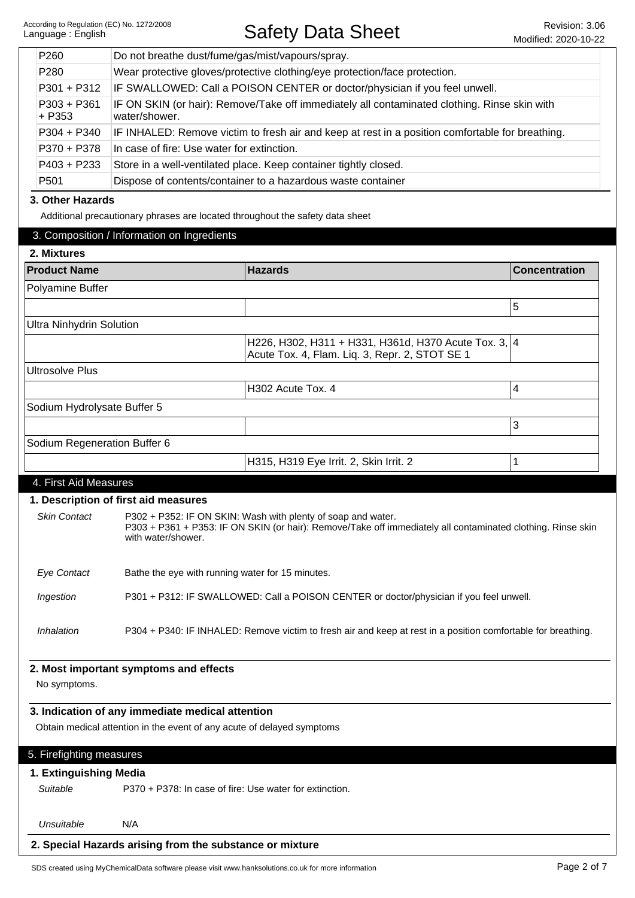| | |
|---|---|
| P260 | Do not breathe dust/fume/gas/mist/vapours/spray. |
| P280 | Wear protective gloves/protective clothing/eye protection/face protection. |
| P301 + P312 | IF SWALLOWED: Call a POISON CENTER or doctor/physician if you feel unwell. |
| P303 + P361 + P353 | IF ON SKIN (or hair): Remove/Take off immediately all contaminated clothing. Rinse skin with water/shower. |
| P304 + P340 | IF INHALED: Remove victim to fresh air and keep at rest in a position comfortable for breathing. |
| P370 + P378 | In case of fire: Use water for extinction. |
| P403 + P233 | Store in a well-ventilated place. Keep container tightly closed. |
| P501 | Dispose of contents/container to a hazardous waste container |

### 3. Other Hazards

Additional precautionary phrases are located throughout the safety data sheet

## 3. Composition / Information on Ingredients

### 2. Mixtures

| Product Name | Hazards | Concentration |
|---|---|---|
| Polyamine Buffer | | |
| | | 5 |
| Ultra Ninhydrin Solution | | |
| | H226, H302, H311 + H331, H361d, H370 Acute Tox. 3, Acute Tox. 4, Flam. Liq. 3, Repr. 2, STOT SE 1 | 4 |
| Ultrosolve Plus | | |
| | H302 Acute Tox. 4 | 4 |
| Sodium Hydrolysate Buffer 5 | | |
| | | 3 |
| Sodium Regeneration Buffer 6 | | |
| | H315, H319 Eye Irrit. 2, Skin Irrit. 2 | 1 |

## 4. First Aid Measures

### 1. Description of first aid measures

*Skin Contact* — P302 + P352: IF ON SKIN: Wash with plenty of soap and water.
P303 + P361 + P353: IF ON SKIN (or hair): Remove/Take off immediately all contaminated clothing. Rinse skin with water/shower.

*Eye Contact* — Bathe the eye with running water for 15 minutes.

*Ingestion* — P301 + P312: IF SWALLOWED: Call a POISON CENTER or doctor/physician if you feel unwell.

*Inhalation* — P304 + P340: IF INHALED: Remove victim to fresh air and keep at rest in a position comfortable for breathing.

### 2. Most important symptoms and effects

No symptoms.

### 3. Indication of any immediate medical attention

Obtain medical attention in the event of any acute of delayed symptoms

## 5. Firefighting measures

### 1. Extinguishing Media

*Suitable* — P370 + P378: In case of fire: Use water for extinction.

*Unsuitable* — N/A

### 2. Special Hazards arising from the substance or mixture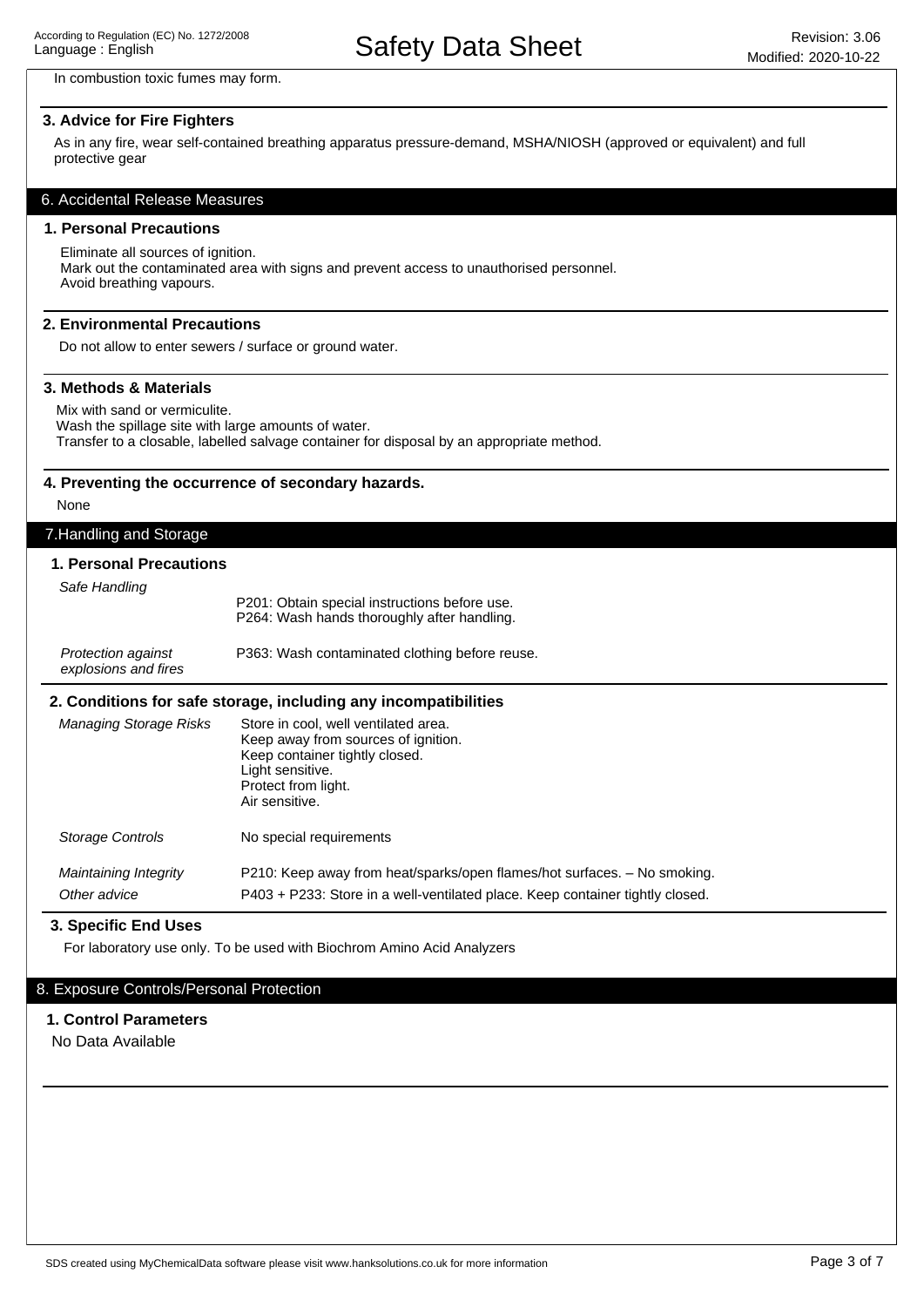In combustion toxic fumes may form.

### 3. Advice for Fire Fighters

As in any fire, wear self-contained breathing apparatus pressure-demand, MSHA/NIOSH (approved or equivalent) and full protective gear

## 6. Accidental Release Measures

### 1. Personal Precautions

Eliminate all sources of ignition.
Mark out the contaminated area with signs and prevent access to unauthorised personnel.
Avoid breathing vapours.

### 2. Environmental Precautions

Do not allow to enter sewers / surface or ground water.

### 3. Methods & Materials

Mix with sand or vermiculite.
Wash the spillage site with large amounts of water.
Transfer to a closable, labelled salvage container for disposal by an appropriate method.

### 4. Preventing the occurrence of secondary hazards.

None

## 7.Handling and Storage

### 1. Personal Precautions

| | |
|---|---|
| *Safe Handling* | P201: Obtain special instructions before use.<br>P264: Wash hands thoroughly after handling. |
| *Protection against explosions and fires* | P363: Wash contaminated clothing before reuse. |

### 2. Conditions for safe storage, including any incompatibilities

| | |
|---|---|
| *Managing Storage Risks* | Store in cool, well ventilated area.<br>Keep away from sources of ignition.<br>Keep container tightly closed.<br>Light sensitive.<br>Protect from light.<br>Air sensitive. |
| *Storage Controls* | No special requirements |
| *Maintaining Integrity* | P210: Keep away from heat/sparks/open flames/hot surfaces. – No smoking. |
| *Other advice* | P403 + P233: Store in a well-ventilated place. Keep container tightly closed. |

### 3. Specific End Uses

For laboratory use only. To be used with Biochrom Amino Acid Analyzers

## 8. Exposure Controls/Personal Protection

### 1. Control Parameters

No Data Available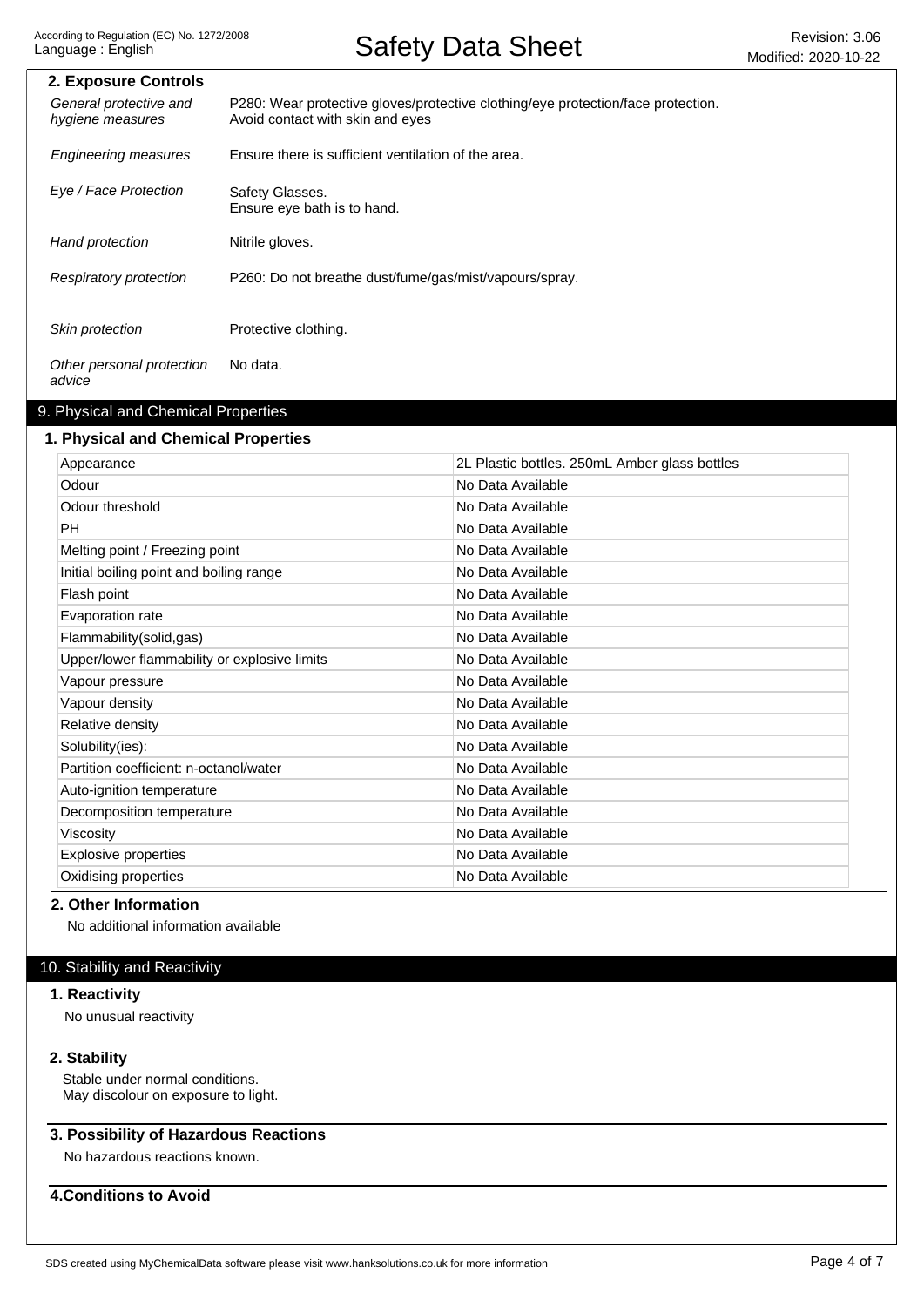### 2. Exposure Controls

| | |
|---|---|
| *General protective and hygiene measures* | P280: Wear protective gloves/protective clothing/eye protection/face protection. Avoid contact with skin and eyes |
| *Engineering measures* | Ensure there is sufficient ventilation of the area. |
| *Eye / Face Protection* | Safety Glasses. Ensure eye bath is to hand. |
| *Hand protection* | Nitrile gloves. |
| *Respiratory protection* | P260: Do not breathe dust/fume/gas/mist/vapours/spray. |
| *Skin protection* | Protective clothing. |
| *Other personal protection advice* | No data. |

## 9. Physical and Chemical Properties

### 1. Physical and Chemical Properties

| Property | Value |
|---|---|
| Appearance | 2L Plastic bottles. 250mL Amber glass bottles |
| Odour | No Data Available |
| Odour threshold | No Data Available |
| PH | No Data Available |
| Melting point / Freezing point | No Data Available |
| Initial boiling point and boiling range | No Data Available |
| Flash point | No Data Available |
| Evaporation rate | No Data Available |
| Flammability(solid,gas) | No Data Available |
| Upper/lower flammability or explosive limits | No Data Available |
| Vapour pressure | No Data Available |
| Vapour density | No Data Available |
| Relative density | No Data Available |
| Solubility(ies): | No Data Available |
| Partition coefficient: n-octanol/water | No Data Available |
| Auto-ignition temperature | No Data Available |
| Decomposition temperature | No Data Available |
| Viscosity | No Data Available |
| Explosive properties | No Data Available |
| Oxidising properties | No Data Available |

### 2. Other Information

No additional information available

## 10. Stability and Reactivity

### 1. Reactivity

No unusual reactivity

### 2. Stability

Stable under normal conditions.
May discolour on exposure to light.

### 3. Possibility of Hazardous Reactions

No hazardous reactions known.

### 4.Conditions to Avoid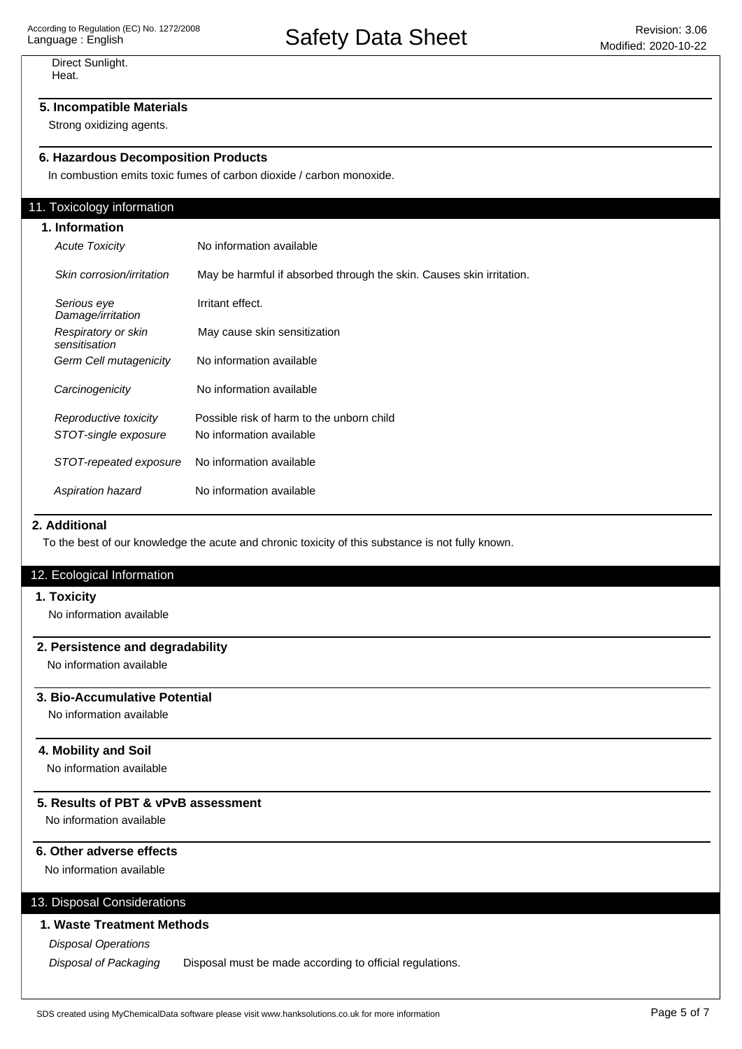Direct Sunlight.
Heat.

### 5. Incompatible Materials

Strong oxidizing agents.

### 6. Hazardous Decomposition Products

In combustion emits toxic fumes of carbon dioxide / carbon monoxide.

## 11. Toxicology information

### 1. Information

| | |
|---|---|
| *Acute Toxicity* | No information available |
| *Skin corrosion/irritation* | May be harmful if absorbed through the skin. Causes skin irritation. |
| *Serious eye Damage/irritation* | Irritant effect. |
| *Respiratory or skin sensitisation* | May cause skin sensitization |
| *Germ Cell mutagenicity* | No information available |
| *Carcinogenicity* | No information available |
| *Reproductive toxicity* | Possible risk of harm to the unborn child |
| *STOT-single exposure* | No information available |
| *STOT-repeated exposure* | No information available |
| *Aspiration hazard* | No information available |

### 2. Additional

To the best of our knowledge the acute and chronic toxicity of this substance is not fully known.

## 12. Ecological Information

### 1. Toxicity

No information available

### 2. Persistence and degradability

No information available

### 3. Bio-Accumulative Potential

No information available

### 4. Mobility and Soil

No information available

### 5. Results of PBT & vPvB assessment

No information available

### 6. Other adverse effects

No information available

## 13. Disposal Considerations

### 1. Waste Treatment Methods

*Disposal Operations*

*Disposal of Packaging* Disposal must be made according to official regulations.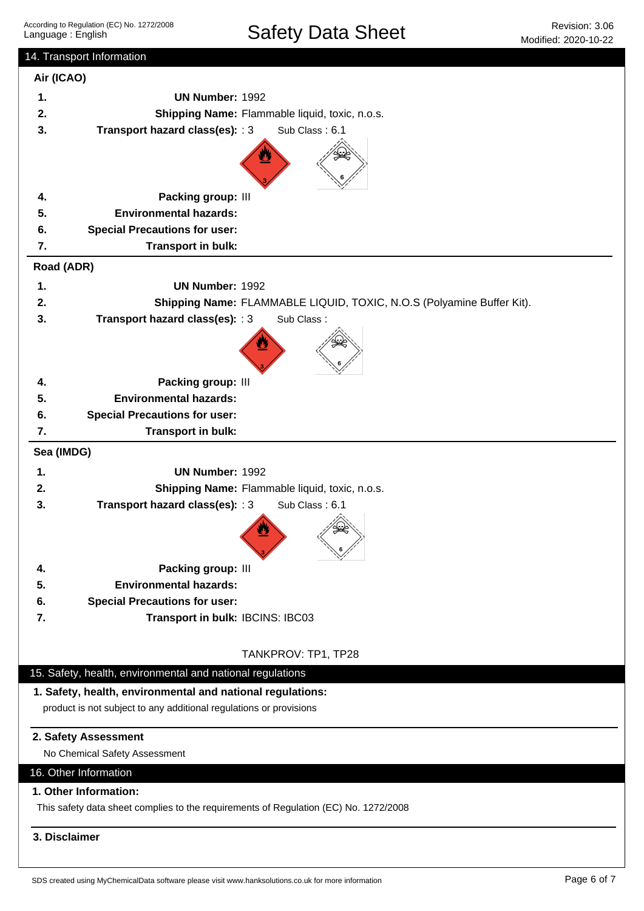## 14. Transport Information

### Air (ICAO)

1. **UN Number:** 1992
2. **Shipping Name:** Flammable liquid, toxic, n.o.s.
3. **Transport hazard class(es):** : 3 Sub Class : 6.1
4. **Packing group:** III
5. **Environmental hazards:**
6. **Special Precautions for user:**
7. **Transport in bulk:**

### Road (ADR)

1. **UN Number:** 1992
2. **Shipping Name:** FLAMMABLE LIQUID, TOXIC, N.O.S (Polyamine Buffer Kit).
3. **Transport hazard class(es):** : 3 Sub Class :
4. **Packing group:** III
5. **Environmental hazards:**
6. **Special Precautions for user:**
7. **Transport in bulk:**

### Sea (IMDG)

1. **UN Number:** 1992
2. **Shipping Name:** Flammable liquid, toxic, n.o.s.
3. **Transport hazard class(es):** : 3 Sub Class : 6.1
4. **Packing group:** III
5. **Environmental hazards:**
6. **Special Precautions for user:**
7. **Transport in bulk:** IBCINS: IBC03

   TANKPROV: TP1, TP28

## 15. Safety, health, environmental and national regulations

**1. Safety, health, environmental and national regulations:**

product is not subject to any additional regulations or provisions

**2. Safety Assessment**

No Chemical Safety Assessment

## 16. Other Information

**1. Other Information:**

This safety data sheet complies to the requirements of Regulation (EC) No. 1272/2008

**3. Disclaimer**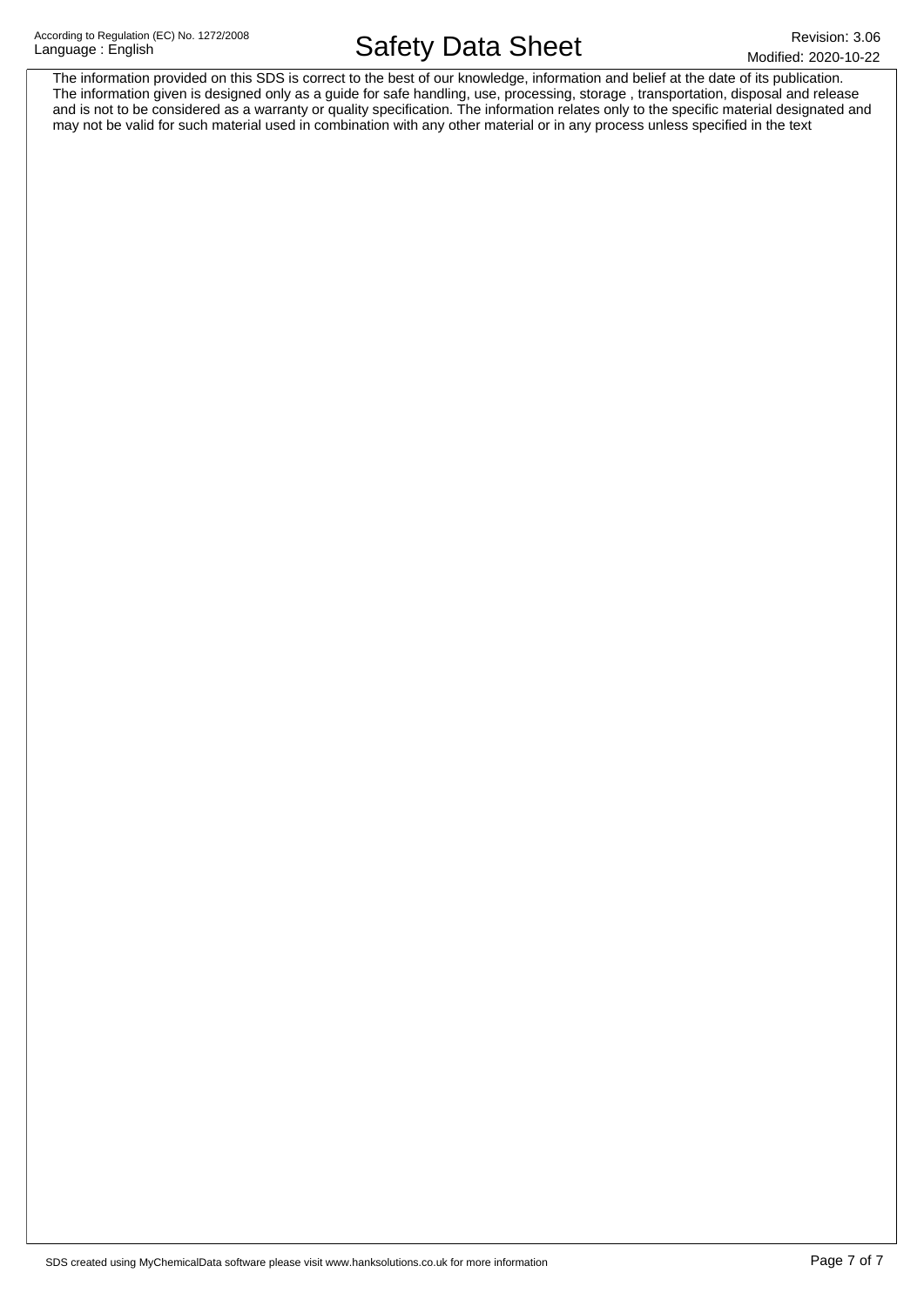The information provided on this SDS is correct to the best of our knowledge, information and belief at the date of its publication. The information given is designed only as a guide for safe handling, use, processing, storage , transportation, disposal and release and is not to be considered as a warranty or quality specification. The information relates only to the specific material designated and may not be valid for such material used in combination with any other material or in any process unless specified in the text